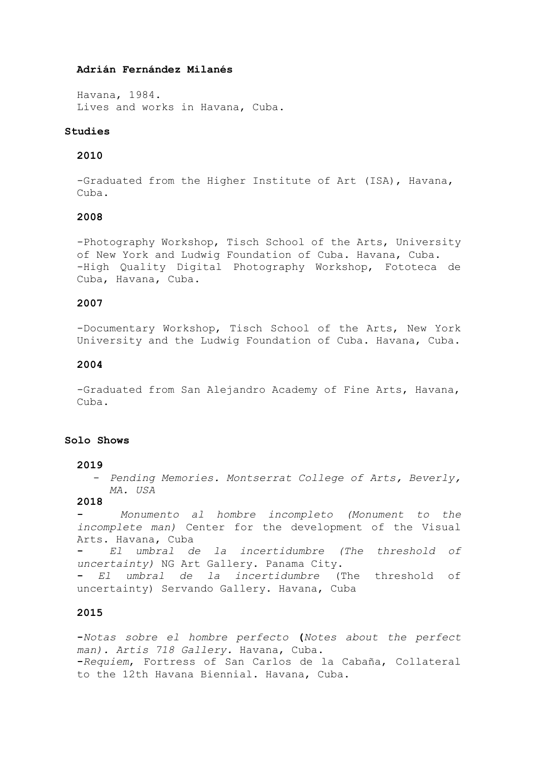**Adrián Fernández Milanés**

Havana, 1984.
Lives and works in Havana, Cuba.

## Studies

### 2010

-Graduated from the Higher Institute of Art (ISA), Havana, Cuba.

### 2008

-Photography Workshop, Tisch School of the Arts, University of New York and Ludwig Foundation of Cuba. Havana, Cuba.
-High Quality Digital Photography Workshop, Fototeca de Cuba, Havana, Cuba.

### 2007

-Documentary Workshop, Tisch School of the Arts, New York University and the Ludwig Foundation of Cuba. Havana, Cuba.

### 2004

-Graduated from San Alejandro Academy of Fine Arts, Havana, Cuba.

## Solo Shows

### 2019

- *Pending Memories. Montserrat College of Arts, Beverly, MA. USA*

### 2018

- *Monumento al hombre incompleto (Monument to the incomplete man)* Center for the development of the Visual Arts. Havana, Cuba
- *El umbral de la incertidumbre (The threshold of uncertainty)* NG Art Gallery. Panama City.
- *El umbral de la incertidumbre* (The threshold of uncertainty) Servando Gallery. Havana, Cuba

### 2015

-*Notas sobre el hombre perfecto* **(***Notes about the perfect man). Artis 718 Gallery.* Havana, Cuba.
-*Requiem*, Fortress of San Carlos de la Cabaña, Collateral to the 12th Havana Biennial. Havana, Cuba.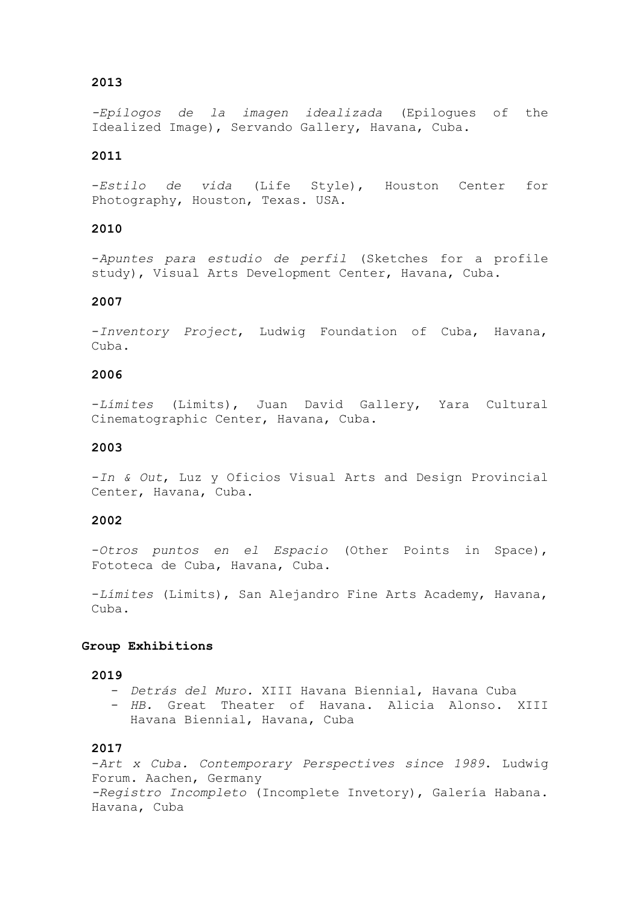**2013**

-*Epílogos de la imagen idealizada* (Epilogues of the Idealized Image), Servando Gallery, Havana, Cuba.

**2011**

-*Estilo de vida* (Life Style), Houston Center for Photography, Houston, Texas. USA.

**2010**

-*Apuntes para estudio de perfil* (Sketches for a profile study), Visual Arts Development Center, Havana, Cuba.

**2007**

-*Inventory Project*, Ludwig Foundation of Cuba, Havana, Cuba.

**2006**

-*Límites* (Limits), Juan David Gallery, Yara Cultural Cinematographic Center, Havana, Cuba.

**2003**

-*In & Out*, Luz y Oficios Visual Arts and Design Provincial Center, Havana, Cuba.

**2002**

-*Otros puntos en el Espacio* (Other Points in Space), Fototeca de Cuba, Havana, Cuba.

-*Límites* (Limits), San Alejandro Fine Arts Academy, Havana, Cuba.

**Group Exhibitions**

**2019**

- *Detrás del Muro.* XIII Havana Biennial, Havana Cuba
- *HB.* Great Theater of Havana. Alicia Alonso. XIII Havana Biennial, Havana, Cuba

**2017**

-*Art x Cuba. Contemporary Perspectives since 1989*. Ludwig Forum. Aachen, Germany
-*Registro Incompleto* (Incomplete Invetory), Galería Habana. Havana, Cuba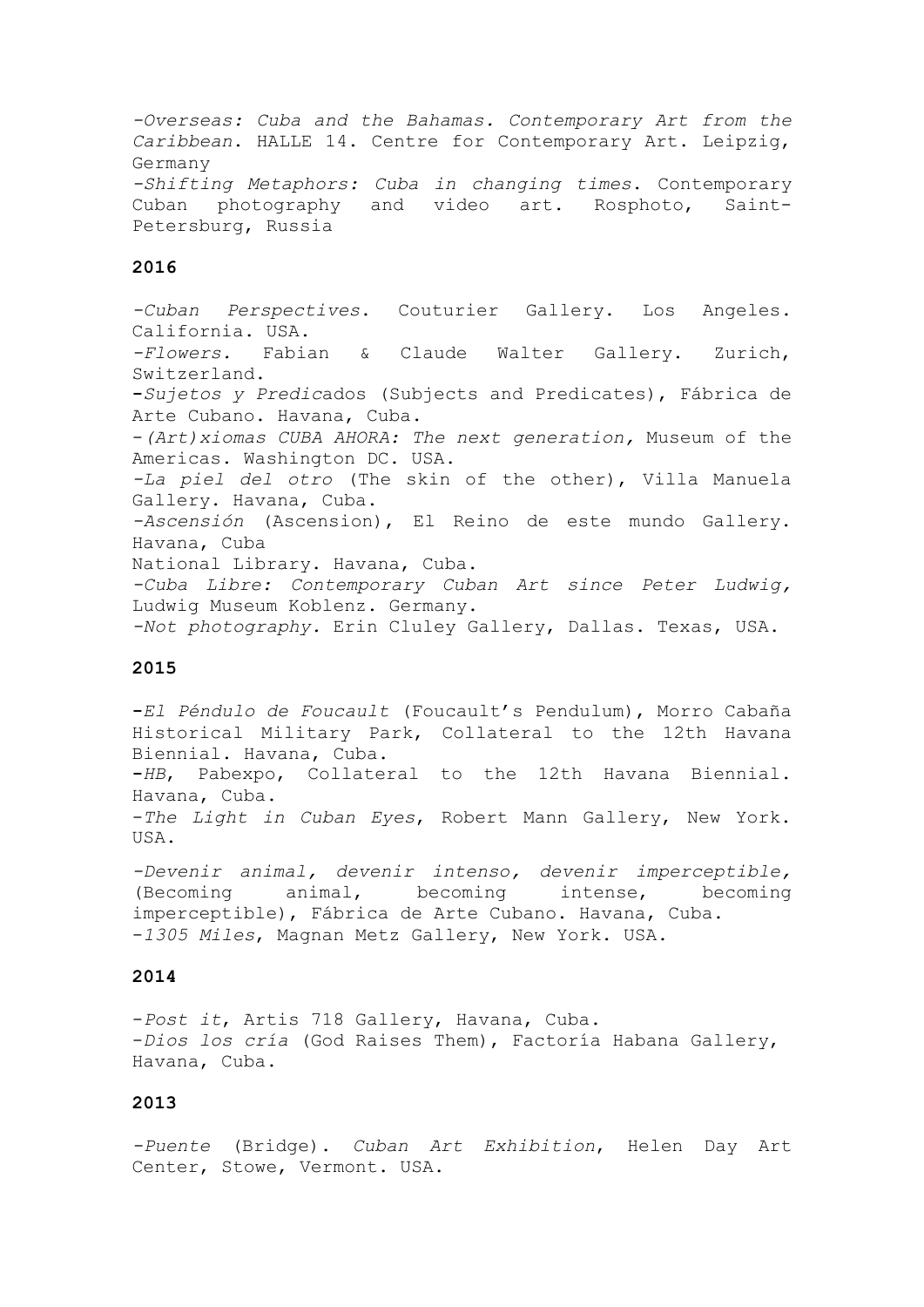-*Overseas: Cuba and the Bahamas. Contemporary Art from the Caribbean*. HALLE 14. Centre for Contemporary Art. Leipzig, Germany
-*Shifting Metaphors: Cuba in changing times*. Contemporary Cuban photography and video art. Rosphoto, Saint-Petersburg, Russia

**2016**

-*Cuban Perspectives*. Couturier Gallery. Los Angeles. California. USA.
-*Flowers.* Fabian & Claude Walter Gallery. Zurich, Switzerland.
-*Sujetos y Predica*dos (Subjects and Predicates), Fábrica de Arte Cubano. Havana, Cuba.
-*(Art)xiomas CUBA AHORA: The next generation,* Museum of the Americas. Washington DC. USA.
-*La piel del otro* (The skin of the other), Villa Manuela Gallery. Havana, Cuba.
-*Ascensión* (Ascension), El Reino de este mundo Gallery. Havana, Cuba
National Library. Havana, Cuba.
-*Cuba Libre: Contemporary Cuban Art since Peter Ludwig,* Ludwig Museum Koblenz. Germany.
-*Not photography.* Erin Cluley Gallery, Dallas. Texas, USA.

**2015**

-*El Péndulo de Foucault* (Foucault's Pendulum), Morro Cabaña Historical Military Park, Collateral to the 12th Havana Biennial. Havana, Cuba.
-*HB*, Pabexpo, Collateral to the 12th Havana Biennial. Havana, Cuba.
-*The Light in Cuban Eyes*, Robert Mann Gallery, New York. USA.

-*Devenir animal, devenir intenso, devenir imperceptible,* (Becoming animal, becoming intense, becoming imperceptible), Fábrica de Arte Cubano. Havana, Cuba.
-*1305 Miles*, Magnan Metz Gallery, New York. USA.

**2014**

-*Post it*, Artis 718 Gallery, Havana, Cuba.
-*Dios los cría* (God Raises Them), Factoría Habana Gallery, Havana, Cuba.

**2013**

-*Puente* (Bridge). *Cuban Art Exhibition*, Helen Day Art Center, Stowe, Vermont. USA.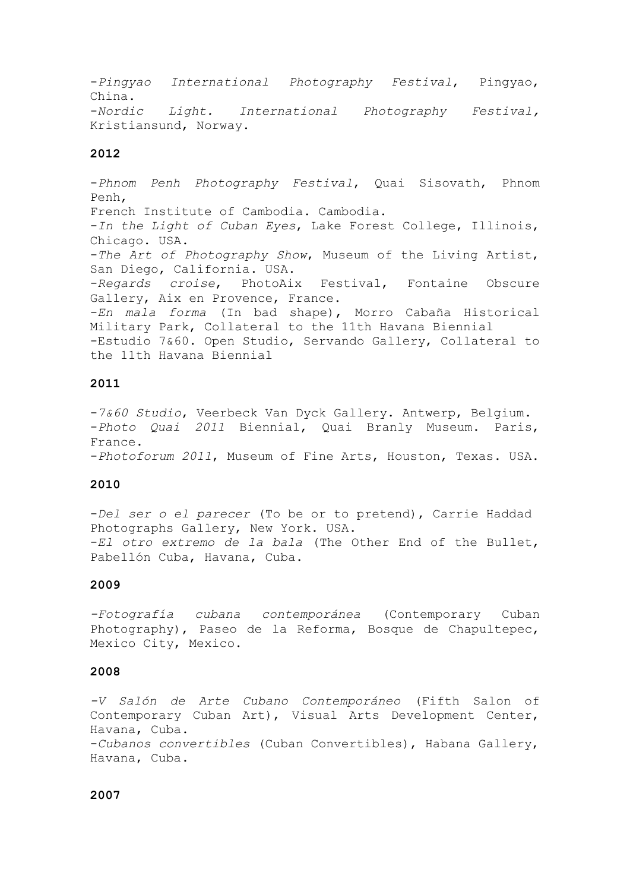-*Pingyao International Photography Festival*, Pingyao, China.
-*Nordic Light. International Photography Festival,* Kristiansund, Norway.

**2012**

-*Phnom Penh Photography Festival*, Quai Sisovath, Phnom Penh,
French Institute of Cambodia. Cambodia.
-*In the Light of Cuban Eyes*, Lake Forest College, Illinois, Chicago. USA.
-*The Art of Photography Show*, Museum of the Living Artist, San Diego, California. USA.
-*Regards croise*, PhotoAix Festival, Fontaine Obscure Gallery, Aix en Provence, France.
-*En mala forma* (In bad shape), Morro Cabaña Historical Military Park, Collateral to the 11th Havana Biennial
-Estudio 7&60. Open Studio, Servando Gallery, Collateral to the 11th Havana Biennial

**2011**

-*7&60 Studio*, Veerbeck Van Dyck Gallery. Antwerp, Belgium.
-*Photo Quai 2011* Biennial, Quai Branly Museum. Paris, France.
-*Photoforum 2011*, Museum of Fine Arts, Houston, Texas. USA.

**2010**

-*Del ser o el parecer* (To be or to pretend), Carrie Haddad Photographs Gallery, New York. USA.
-*El otro extremo de la bala* (The Other End of the Bullet, Pabellón Cuba, Havana, Cuba.

**2009**

-*Fotografía cubana contemporánea* (Contemporary Cuban Photography), Paseo de la Reforma, Bosque de Chapultepec, Mexico City, Mexico.

**2008**

-*V Salón de Arte Cubano Contemporáneo* (Fifth Salon of Contemporary Cuban Art), Visual Arts Development Center, Havana, Cuba.
-*Cubanos convertibles* (Cuban Convertibles), Habana Gallery, Havana, Cuba.

**2007**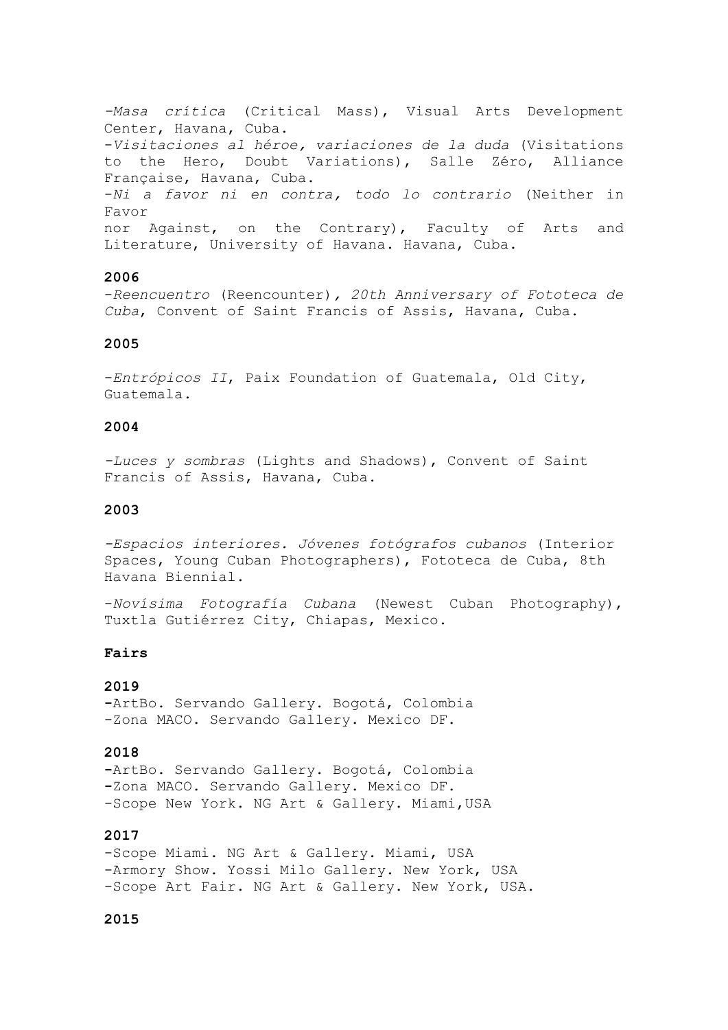-*Masa crítica* (Critical Mass), Visual Arts Development Center, Havana, Cuba.

-*Visitaciones al héroe, variaciones de la duda* (Visitations to the Hero, Doubt Variations), Salle Zéro, Alliance Française, Havana, Cuba.

-*Ni a favor ni en contra, todo lo contrario* (Neither in Favor nor Against, on the Contrary), Faculty of Arts and Literature, University of Havana. Havana, Cuba.

**2006**

-*Reencuentro* (Reencounter), *20th Anniversary of Fototeca de Cuba*, Convent of Saint Francis of Assis, Havana, Cuba.

**2005**

-*Entrópicos II*, Paix Foundation of Guatemala, Old City, Guatemala.

**2004**

-*Luces y sombras* (Lights and Shadows), Convent of Saint Francis of Assis, Havana, Cuba.

**2003**

-*Espacios interiores. Jóvenes fotógrafos cubanos* (Interior Spaces, Young Cuban Photographers), Fototeca de Cuba, 8th Havana Biennial.

-*Novísima Fotografía Cubana* (Newest Cuban Photography), Tuxtla Gutiérrez City, Chiapas, Mexico.

**Fairs**

**2019**

-ArtBo. Servando Gallery. Bogotá, Colombia
-Zona MACO. Servando Gallery. Mexico DF.

**2018**

-ArtBo. Servando Gallery. Bogotá, Colombia
-Zona MACO. Servando Gallery. Mexico DF.
-Scope New York. NG Art & Gallery. Miami,USA

**2017**

-Scope Miami. NG Art & Gallery. Miami, USA
-Armory Show. Yossi Milo Gallery. New York, USA
-Scope Art Fair. NG Art & Gallery. New York, USA.

**2015**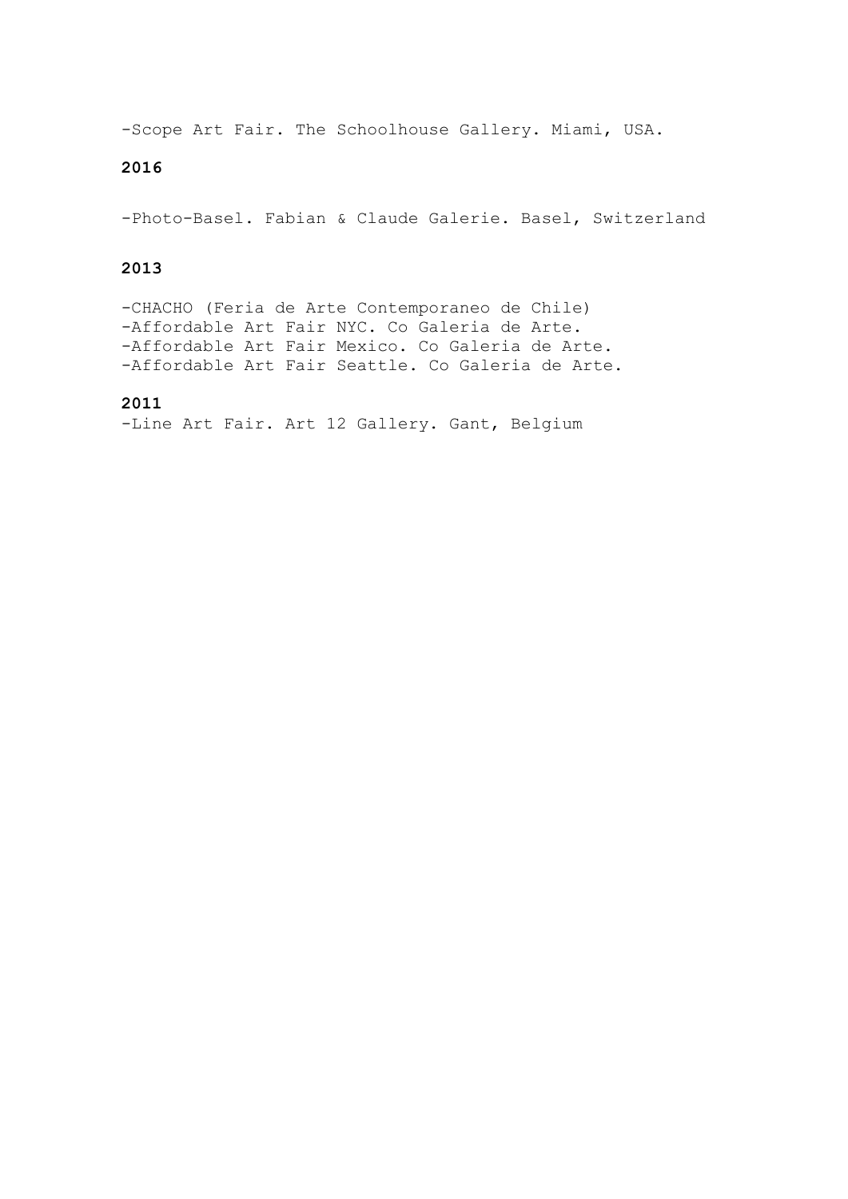-Scope Art Fair. The Schoolhouse Gallery. Miami, USA.

**2016**

-Photo-Basel. Fabian & Claude Galerie. Basel, Switzerland

**2013**

-CHACHO (Feria de Arte Contemporaneo de Chile)
-Affordable Art Fair NYC. Co Galeria de Arte.
-Affordable Art Fair Mexico. Co Galeria de Arte.
-Affordable Art Fair Seattle. Co Galeria de Arte.

**2011**

-Line Art Fair. Art 12 Gallery. Gant, Belgium